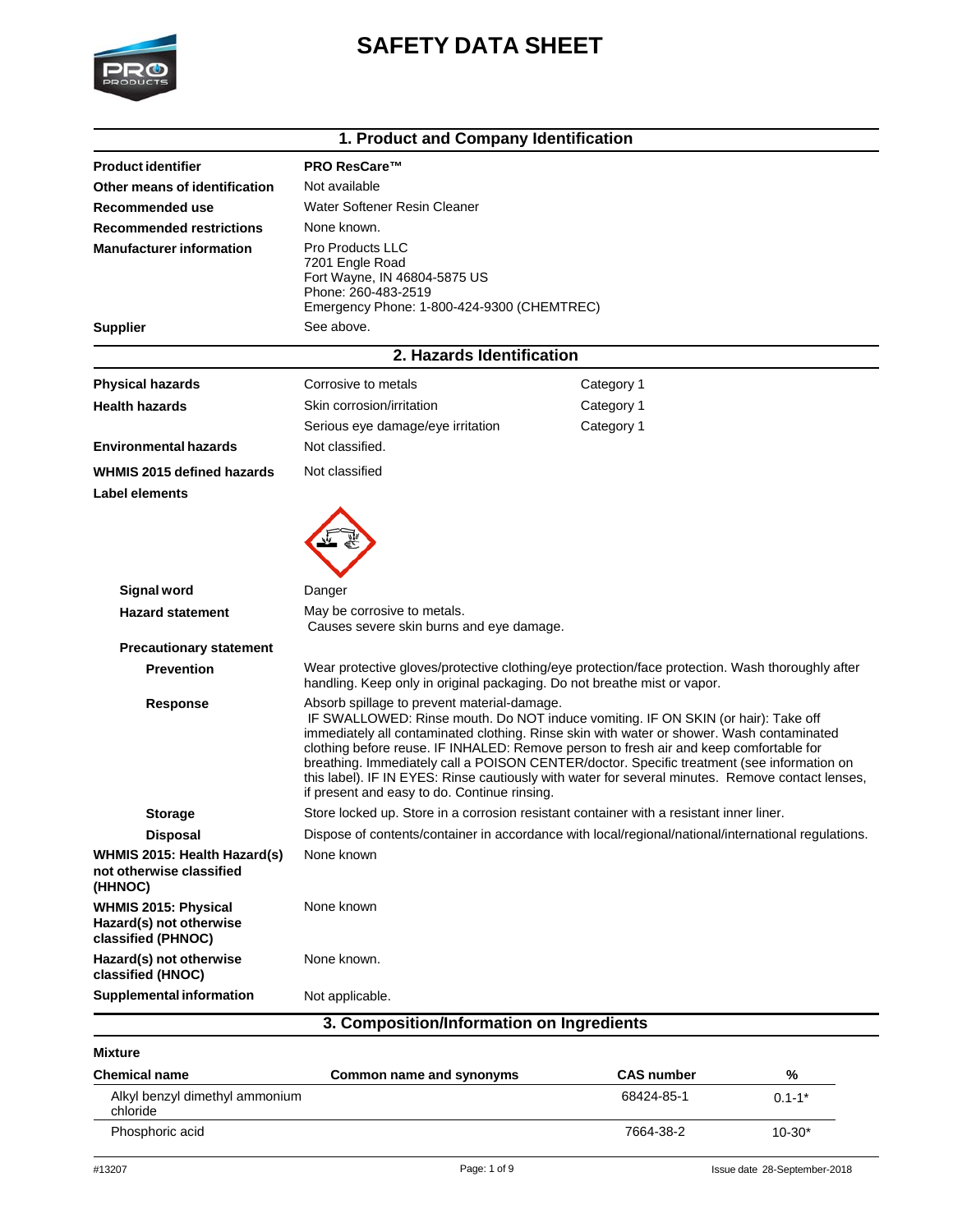# SAFETY DATA SHEET

## 1. Product and Company Identification

| | |
|---|---|
| **Product identifier** | **PRO ResCare™** |
| **Other means of identification** | Not available |
| **Recommended use** | Water Softener Resin Cleaner |
| **Recommended restrictions** | None known. |
| **Manufacturer information** | Pro Products LLC<br>7201 Engle Road<br>Fort Wayne, IN 46804-5875 US<br>Phone: 260-483-2519<br>Emergency Phone: 1-800-424-9300 (CHEMTREC) |
| **Supplier** | See above. |

## 2. Hazards Identification

| | | |
|---|---|---|
| **Physical hazards** | Corrosive to metals | Category 1 |
| **Health hazards** | Skin corrosion/irritation | Category 1 |
| | Serious eye damage/eye irritation | Category 1 |
| **Environmental hazards** | Not classified. | |
| **WHMIS 2015 defined hazards** | Not classified | |

**Label elements**

**Signal word** Danger

**Hazard statement** May be corrosive to metals.
Causes severe skin burns and eye damage.

**Precautionary statement**

**Prevention** Wear protective gloves/protective clothing/eye protection/face protection. Wash thoroughly after handling. Keep only in original packaging. Do not breathe mist or vapor.

**Response** Absorb spillage to prevent material-damage.
IF SWALLOWED: Rinse mouth. Do NOT induce vomiting. IF ON SKIN (or hair): Take off immediately all contaminated clothing. Rinse skin with water or shower. Wash contaminated clothing before reuse. IF INHALED: Remove person to fresh air and keep comfortable for breathing. Immediately call a POISON CENTER/doctor. Specific treatment (see information on this label). IF IN EYES: Rinse cautiously with water for several minutes. Remove contact lenses, if present and easy to do. Continue rinsing.

**Storage** Store locked up. Store in a corrosion resistant container with a resistant inner liner.

**Disposal** Dispose of contents/container in accordance with local/regional/national/international regulations.

**WHMIS 2015: Health Hazard(s) not otherwise classified (HHNOC)** None known

**WHMIS 2015: Physical Hazard(s) not otherwise classified (PHNOC)** None known

**Hazard(s) not otherwise classified (HNOC)** None known.

**Supplemental information** Not applicable.

## 3. Composition/Information on Ingredients

**Mixture**

| Chemical name | Common name and synonyms | CAS number | % |
|---|---|---|---|
| Alkyl benzyl dimethyl ammonium chloride | | 68424-85-1 | 0.1-1* |
| Phosphoric acid | | 7664-38-2 | 10-30* |

#13207 Issue date 28-September-2018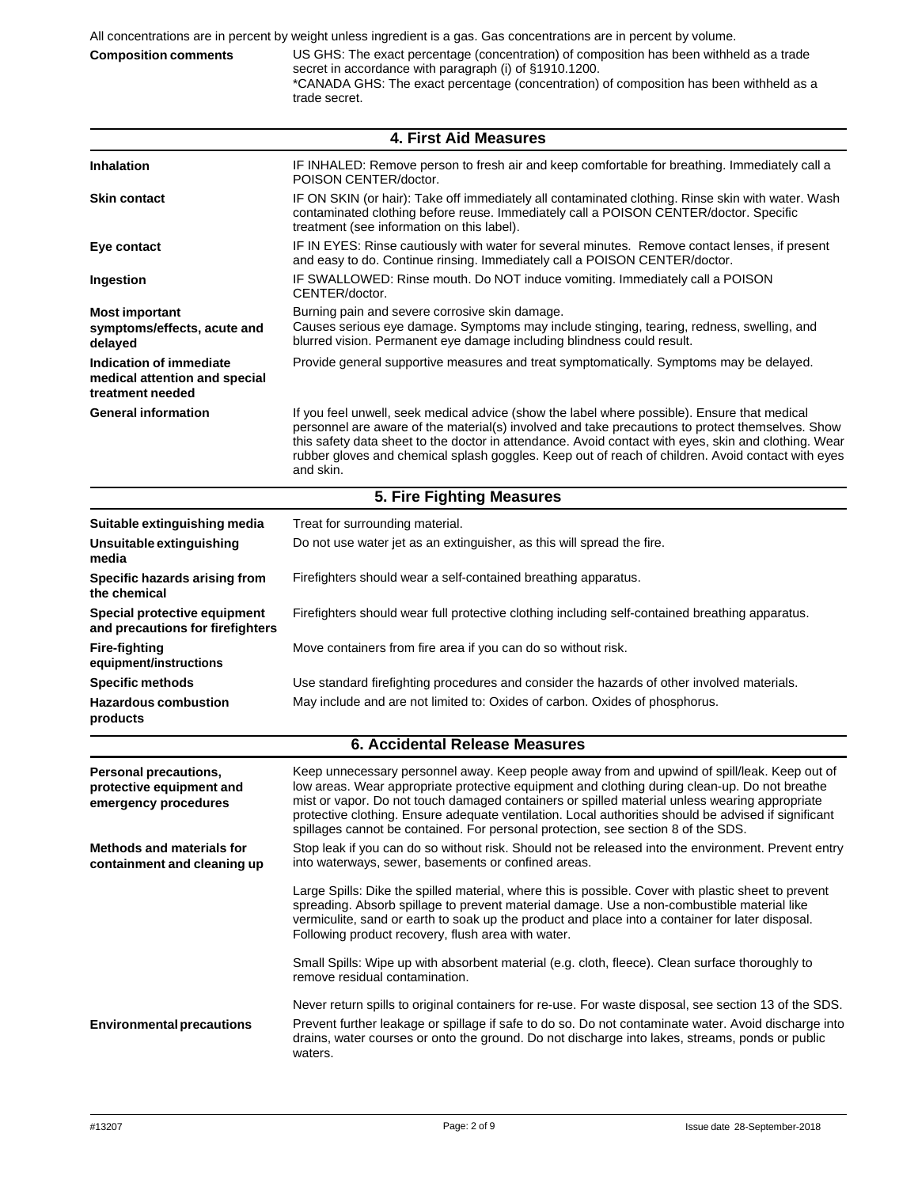All concentrations are in percent by weight unless ingredient is a gas. Gas concentrations are in percent by volume.

**Composition comments**

US GHS: The exact percentage (concentration) of composition has been withheld as a trade secret in accordance with paragraph (i) of §1910.1200.
*CANADA GHS: The exact percentage (concentration) of composition has been withheld as a trade secret.

## 4. First Aid Measures

**Inhalation**
IF INHALED: Remove person to fresh air and keep comfortable for breathing. Immediately call a POISON CENTER/doctor.

**Skin contact**
IF ON SKIN (or hair): Take off immediately all contaminated clothing. Rinse skin with water. Wash contaminated clothing before reuse. Immediately call a POISON CENTER/doctor. Specific treatment (see information on this label).

**Eye contact**
IF IN EYES: Rinse cautiously with water for several minutes. Remove contact lenses, if present and easy to do. Continue rinsing. Immediately call a POISON CENTER/doctor.

**Ingestion**
IF SWALLOWED: Rinse mouth. Do NOT induce vomiting. Immediately call a POISON CENTER/doctor.

**Most important symptoms/effects, acute and delayed**
Burning pain and severe corrosive skin damage.
Causes serious eye damage. Symptoms may include stinging, tearing, redness, swelling, and blurred vision. Permanent eye damage including blindness could result.

**Indication of immediate medical attention and special treatment needed**
Provide general supportive measures and treat symptomatically. Symptoms may be delayed.

**General information**
If you feel unwell, seek medical advice (show the label where possible). Ensure that medical personnel are aware of the material(s) involved and take precautions to protect themselves. Show this safety data sheet to the doctor in attendance. Avoid contact with eyes, skin and clothing. Wear rubber gloves and chemical splash goggles. Keep out of reach of children. Avoid contact with eyes and skin.

## 5. Fire Fighting Measures

**Suitable extinguishing media**
Treat for surrounding material.

**Unsuitable extinguishing media**
Do not use water jet as an extinguisher, as this will spread the fire.

**Specific hazards arising from the chemical**
Firefighters should wear a self-contained breathing apparatus.

**Special protective equipment and precautions for firefighters**
Firefighters should wear full protective clothing including self-contained breathing apparatus.

**Fire-fighting equipment/instructions**
Move containers from fire area if you can do so without risk.

**Specific methods**
Use standard firefighting procedures and consider the hazards of other involved materials.

**Hazardous combustion products**
May include and are not limited to: Oxides of carbon. Oxides of phosphorus.

## 6. Accidental Release Measures

**Personal precautions, protective equipment and emergency procedures**
Keep unnecessary personnel away. Keep people away from and upwind of spill/leak. Keep out of low areas. Wear appropriate protective equipment and clothing during clean-up. Do not breathe mist or vapor. Do not touch damaged containers or spilled material unless wearing appropriate protective clothing. Ensure adequate ventilation. Local authorities should be advised if significant spillages cannot be contained. For personal protection, see section 8 of the SDS.

**Methods and materials for containment and cleaning up**
Stop leak if you can do so without risk. Should not be released into the environment. Prevent entry into waterways, sewer, basements or confined areas.

Large Spills: Dike the spilled material, where this is possible. Cover with plastic sheet to prevent spreading. Absorb spillage to prevent material damage. Use a non-combustible material like vermiculite, sand or earth to soak up the product and place into a container for later disposal. Following product recovery, flush area with water.

Small Spills: Wipe up with absorbent material (e.g. cloth, fleece). Clean surface thoroughly to remove residual contamination.

Never return spills to original containers for re-use. For waste disposal, see section 13 of the SDS.

**Environmental precautions**
Prevent further leakage or spillage if safe to do so. Do not contaminate water. Avoid discharge into drains, water courses or onto the ground. Do not discharge into lakes, streams, ponds or public waters.

#13207 Issue date 28-September-2018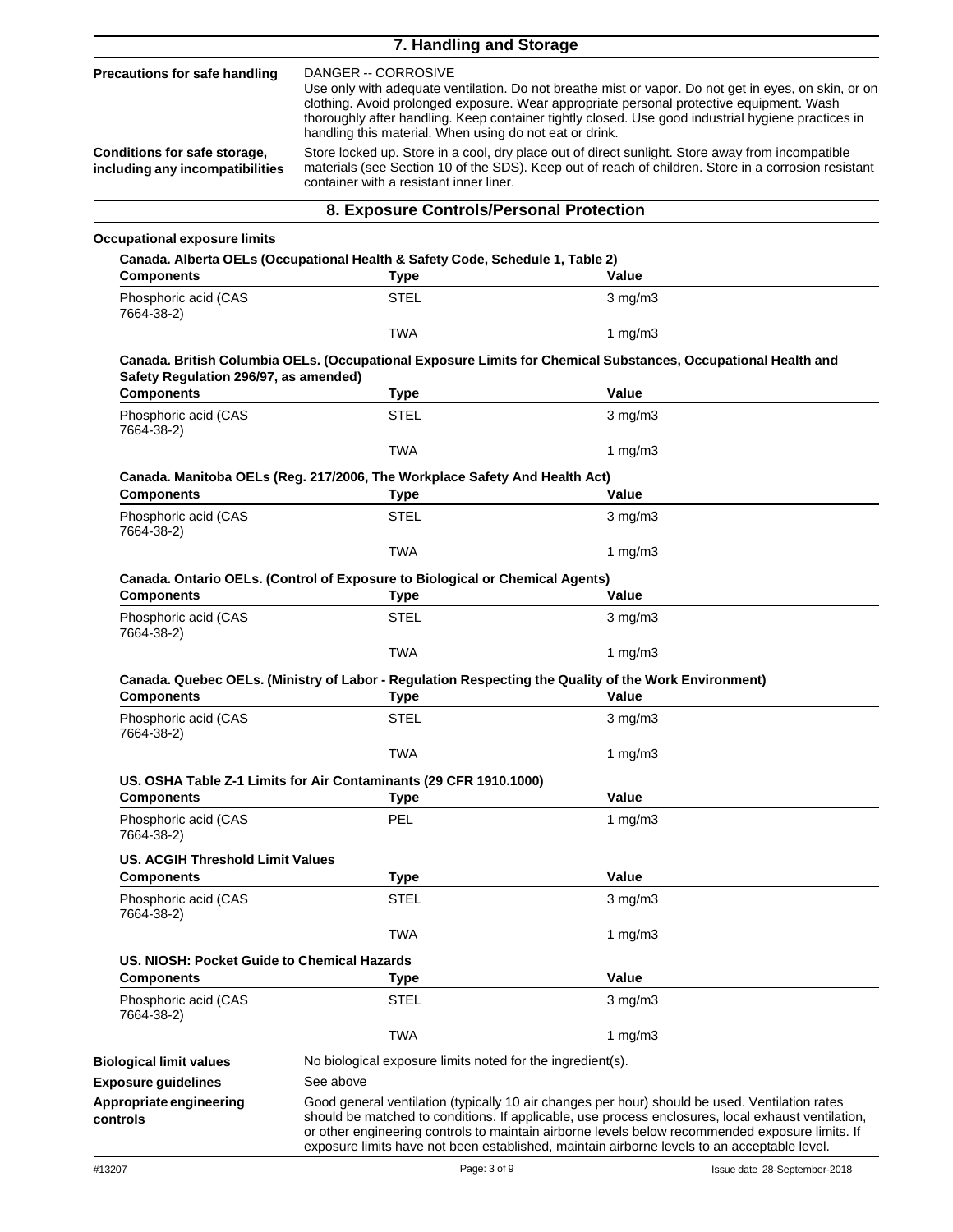## 7. Handling and Storage

**Precautions for safe handling**

DANGER -- CORROSIVE
Use only with adequate ventilation. Do not breathe mist or vapor. Do not get in eyes, on skin, or on clothing. Avoid prolonged exposure. Wear appropriate personal protective equipment. Wash thoroughly after handling. Keep container tightly closed. Use good industrial hygiene practices in handling this material. When using do not eat or drink.

**Conditions for safe storage, including any incompatibilities**

Store locked up. Store in a cool, dry place out of direct sunlight. Store away from incompatible materials (see Section 10 of the SDS). Keep out of reach of children. Store in a corrosion resistant container with a resistant inner liner.

## 8. Exposure Controls/Personal Protection

**Occupational exposure limits**

**Canada. Alberta OELs (Occupational Health & Safety Code, Schedule 1, Table 2)**

| Components | Type | Value |
|---|---|---|
| Phosphoric acid (CAS 7664-38-2) | STEL | 3 mg/m3 |
| | TWA | 1 mg/m3 |

**Canada. British Columbia OELs. (Occupational Exposure Limits for Chemical Substances, Occupational Health and Safety Regulation 296/97, as amended)**

| Components | Type | Value |
|---|---|---|
| Phosphoric acid (CAS 7664-38-2) | STEL | 3 mg/m3 |
| | TWA | 1 mg/m3 |

**Canada. Manitoba OELs (Reg. 217/2006, The Workplace Safety And Health Act)**

| Components | Type | Value |
|---|---|---|
| Phosphoric acid (CAS 7664-38-2) | STEL | 3 mg/m3 |
| | TWA | 1 mg/m3 |

**Canada. Ontario OELs. (Control of Exposure to Biological or Chemical Agents)**

| Components | Type | Value |
|---|---|---|
| Phosphoric acid (CAS 7664-38-2) | STEL | 3 mg/m3 |
| | TWA | 1 mg/m3 |

**Canada. Quebec OELs. (Ministry of Labor - Regulation Respecting the Quality of the Work Environment)**

| Components | Type | Value |
|---|---|---|
| Phosphoric acid (CAS 7664-38-2) | STEL | 3 mg/m3 |
| | TWA | 1 mg/m3 |

**US. OSHA Table Z-1 Limits for Air Contaminants (29 CFR 1910.1000)**

| Components | Type | Value |
|---|---|---|
| Phosphoric acid (CAS 7664-38-2) | PEL | 1 mg/m3 |

**US. ACGIH Threshold Limit Values**

| Components | Type | Value |
|---|---|---|
| Phosphoric acid (CAS 7664-38-2) | STEL | 3 mg/m3 |
| | TWA | 1 mg/m3 |

**US. NIOSH: Pocket Guide to Chemical Hazards**

| Components | Type | Value |
|---|---|---|
| Phosphoric acid (CAS 7664-38-2) | STEL | 3 mg/m3 |
| | TWA | 1 mg/m3 |

**Biological limit values**

No biological exposure limits noted for the ingredient(s).

**Exposure guidelines**

See above

**Appropriate engineering controls**

Good general ventilation (typically 10 air changes per hour) should be used. Ventilation rates should be matched to conditions. If applicable, use process enclosures, local exhaust ventilation, or other engineering controls to maintain airborne levels below recommended exposure limits. If exposure limits have not been established, maintain airborne levels to an acceptable level.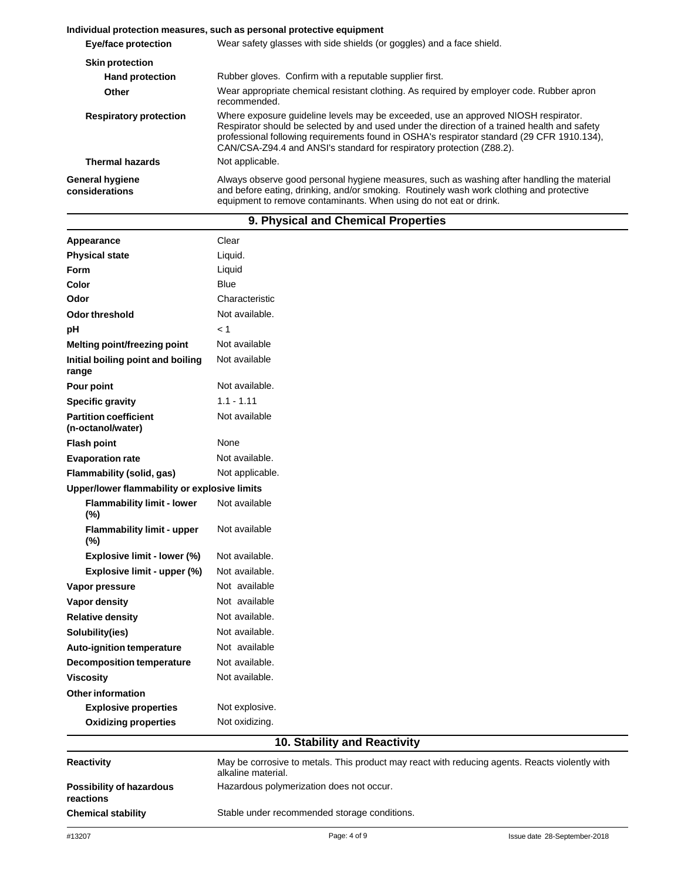**Individual protection measures, such as personal protective equipment**

| | |
|---|---|
| **Eye/face protection** | Wear safety glasses with side shields (or goggles) and a face shield. |
| **Skin protection** | |
| **Hand protection** | Rubber gloves. Confirm with a reputable supplier first. |
| **Other** | Wear appropriate chemical resistant clothing. As required by employer code. Rubber apron recommended. |
| **Respiratory protection** | Where exposure guideline levels may be exceeded, use an approved NIOSH respirator. Respirator should be selected by and used under the direction of a trained health and safety professional following requirements found in OSHA's respirator standard (29 CFR 1910.134), CAN/CSA-Z94.4 and ANSI's standard for respiratory protection (Z88.2). |
| **Thermal hazards** | Not applicable. |
| **General hygiene considerations** | Always observe good personal hygiene measures, such as washing after handling the material and before eating, drinking, and/or smoking. Routinely wash work clothing and protective equipment to remove contaminants. When using do not eat or drink. |

## 9. Physical and Chemical Properties

| | |
|---|---|
| **Appearance** | Clear |
| **Physical state** | Liquid. |
| **Form** | Liquid |
| **Color** | Blue |
| **Odor** | Characteristic |
| **Odor threshold** | Not available. |
| **pH** | < 1 |
| **Melting point/freezing point** | Not available |
| **Initial boiling point and boiling range** | Not available |
| **Pour point** | Not available. |
| **Specific gravity** | 1.1 - 1.11 |
| **Partition coefficient (n-octanol/water)** | Not available |
| **Flash point** | None |
| **Evaporation rate** | Not available. |
| **Flammability (solid, gas)** | Not applicable. |
| **Upper/lower flammability or explosive limits** | |
| **Flammability limit - lower (%)** | Not available |
| **Flammability limit - upper (%)** | Not available |
| **Explosive limit - lower (%)** | Not available. |
| **Explosive limit - upper (%)** | Not available. |
| **Vapor pressure** | Not available |
| **Vapor density** | Not available |
| **Relative density** | Not available. |
| **Solubility(ies)** | Not available. |
| **Auto-ignition temperature** | Not available |
| **Decomposition temperature** | Not available. |
| **Viscosity** | Not available. |
| **Other information** | |
| **Explosive properties** | Not explosive. |
| **Oxidizing properties** | Not oxidizing. |

## 10. Stability and Reactivity

| | |
|---|---|
| **Reactivity** | May be corrosive to metals. This product may react with reducing agents. Reacts violently with alkaline material. |
| **Possibility of hazardous reactions** | Hazardous polymerization does not occur. |
| **Chemical stability** | Stable under recommended storage conditions. |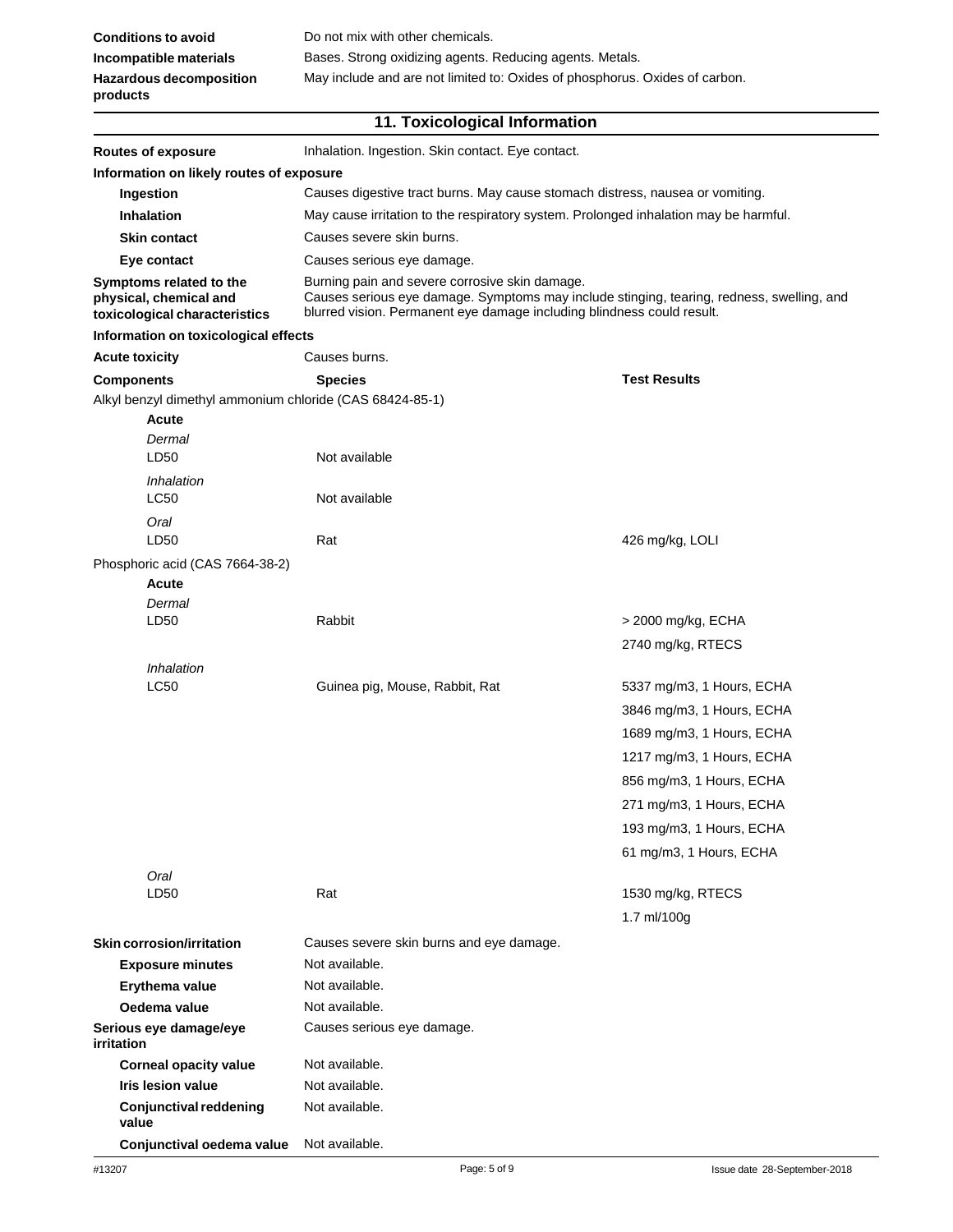| | |
|---|---|
| **Conditions to avoid** | Do not mix with other chemicals. |
| **Incompatible materials** | Bases. Strong oxidizing agents. Reducing agents. Metals. |
| **Hazardous decomposition products** | May include and are not limited to: Oxides of phosphorus. Oxides of carbon. |

## 11. Toxicological Information

**Routes of exposure** Inhalation. Ingestion. Skin contact. Eye contact.

**Information on likely routes of exposure**

| | |
|---|---|
| **Ingestion** | Causes digestive tract burns. May cause stomach distress, nausea or vomiting. |
| **Inhalation** | May cause irritation to the respiratory system. Prolonged inhalation may be harmful. |
| **Skin contact** | Causes severe skin burns. |
| **Eye contact** | Causes serious eye damage. |
| **Symptoms related to the physical, chemical and toxicological characteristics** | Burning pain and severe corrosive skin damage. Causes serious eye damage. Symptoms may include stinging, tearing, redness, swelling, and blurred vision. Permanent eye damage including blindness could result. |

**Information on toxicological effects**

**Acute toxicity** Causes burns.

| Components | Species | Test Results |
|---|---|---|
| Alkyl benzyl dimethyl ammonium chloride (CAS 68424-85-1) | | |
| **Acute** | | |
| *Dermal* | | |
| LD50 | Not available | |
| *Inhalation* | | |
| LC50 | Not available | |
| *Oral* | | |
| LD50 | Rat | 426 mg/kg, LOLI |
| Phosphoric acid (CAS 7664-38-2) | | |
| **Acute** | | |
| *Dermal* | | |
| LD50 | Rabbit | > 2000 mg/kg, ECHA |
| | | 2740 mg/kg, RTECS |
| *Inhalation* | | |
| LC50 | Guinea pig, Mouse, Rabbit, Rat | 5337 mg/m3, 1 Hours, ECHA |
| | | 3846 mg/m3, 1 Hours, ECHA |
| | | 1689 mg/m3, 1 Hours, ECHA |
| | | 1217 mg/m3, 1 Hours, ECHA |
| | | 856 mg/m3, 1 Hours, ECHA |
| | | 271 mg/m3, 1 Hours, ECHA |
| | | 193 mg/m3, 1 Hours, ECHA |
| | | 61 mg/m3, 1 Hours, ECHA |
| *Oral* | | |
| LD50 | Rat | 1530 mg/kg, RTECS |
| | | 1.7 ml/100g |

| | |
|---|---|
| **Skin corrosion/irritation** | Causes severe skin burns and eye damage. |
| **Exposure minutes** | Not available. |
| **Erythema value** | Not available. |
| **Oedema value** | Not available. |
| **Serious eye damage/eye irritation** | Causes serious eye damage. |
| **Corneal opacity value** | Not available. |
| **Iris lesion value** | Not available. |
| **Conjunctival reddening value** | Not available. |
| **Conjunctival oedema value** | Not available. |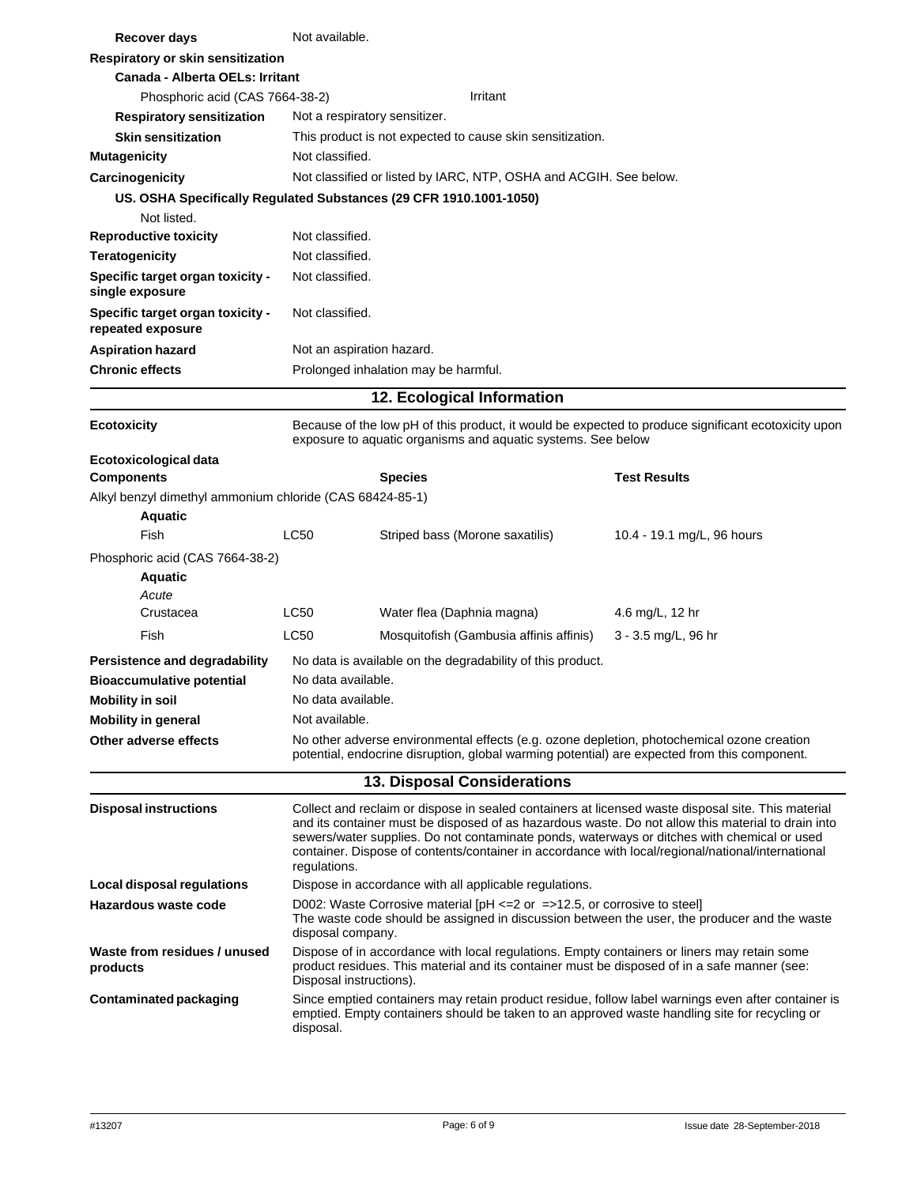**Recover days** Not available.

**Respiratory or skin sensitization**

**Canada - Alberta OELs: Irritant**

Phosphoric acid (CAS 7664-38-2) Irritant

**Respiratory sensitization** Not a respiratory sensitizer.

**Skin sensitization** This product is not expected to cause skin sensitization.

**Mutagenicity** Not classified.

**Carcinogenicity** Not classified or listed by IARC, NTP, OSHA and ACGIH. See below.

**US. OSHA Specifically Regulated Substances (29 CFR 1910.1001-1050)**

Not listed.

**Reproductive toxicity** Not classified.

**Teratogenicity** Not classified.

**Specific target organ toxicity - single exposure** Not classified.

**Specific target organ toxicity - repeated exposure** Not classified.

**Aspiration hazard** Not an aspiration hazard.

**Chronic effects** Prolonged inhalation may be harmful.

## 12. Ecological Information

**Ecotoxicity** Because of the low pH of this product, it would be expected to produce significant ecotoxicity upon exposure to aquatic organisms and aquatic systems. See below

**Ecotoxicological data**

| Components | | Species | Test Results |
|---|---|---|---|
| Alkyl benzyl dimethyl ammonium chloride (CAS 68424-85-1) | | | |
| **Aquatic** | | | |
| Fish | LC50 | Striped bass (Morone saxatilis) | 10.4 - 19.1 mg/L, 96 hours |
| Phosphoric acid (CAS 7664-38-2) | | | |
| **Aquatic** | | | |
| *Acute* | | | |
| Crustacea | LC50 | Water flea (Daphnia magna) | 4.6 mg/L, 12 hr |
| Fish | LC50 | Mosquitofish (Gambusia affinis affinis) | 3 - 3.5 mg/L, 96 hr |

**Persistence and degradability** No data is available on the degradability of this product.

**Bioaccumulative potential** No data available.

**Mobility in soil** No data available.

**Mobility in general** Not available.

**Other adverse effects** No other adverse environmental effects (e.g. ozone depletion, photochemical ozone creation potential, endocrine disruption, global warming potential) are expected from this component.

## 13. Disposal Considerations

**Disposal instructions** Collect and reclaim or dispose in sealed containers at licensed waste disposal site. This material and its container must be disposed of as hazardous waste. Do not allow this material to drain into sewers/water supplies. Do not contaminate ponds, waterways or ditches with chemical or used container. Dispose of contents/container in accordance with local/regional/national/international regulations.

**Local disposal regulations** Dispose in accordance with all applicable regulations.

**Hazardous waste code** D002: Waste Corrosive material [pH <=2 or =>12.5, or corrosive to steel]
The waste code should be assigned in discussion between the user, the producer and the waste disposal company.

**Waste from residues / unused products** Dispose of in accordance with local regulations. Empty containers or liners may retain some product residues. This material and its container must be disposed of in a safe manner (see: Disposal instructions).

**Contaminated packaging** Since emptied containers may retain product residue, follow label warnings even after container is emptied. Empty containers should be taken to an approved waste handling site for recycling or disposal.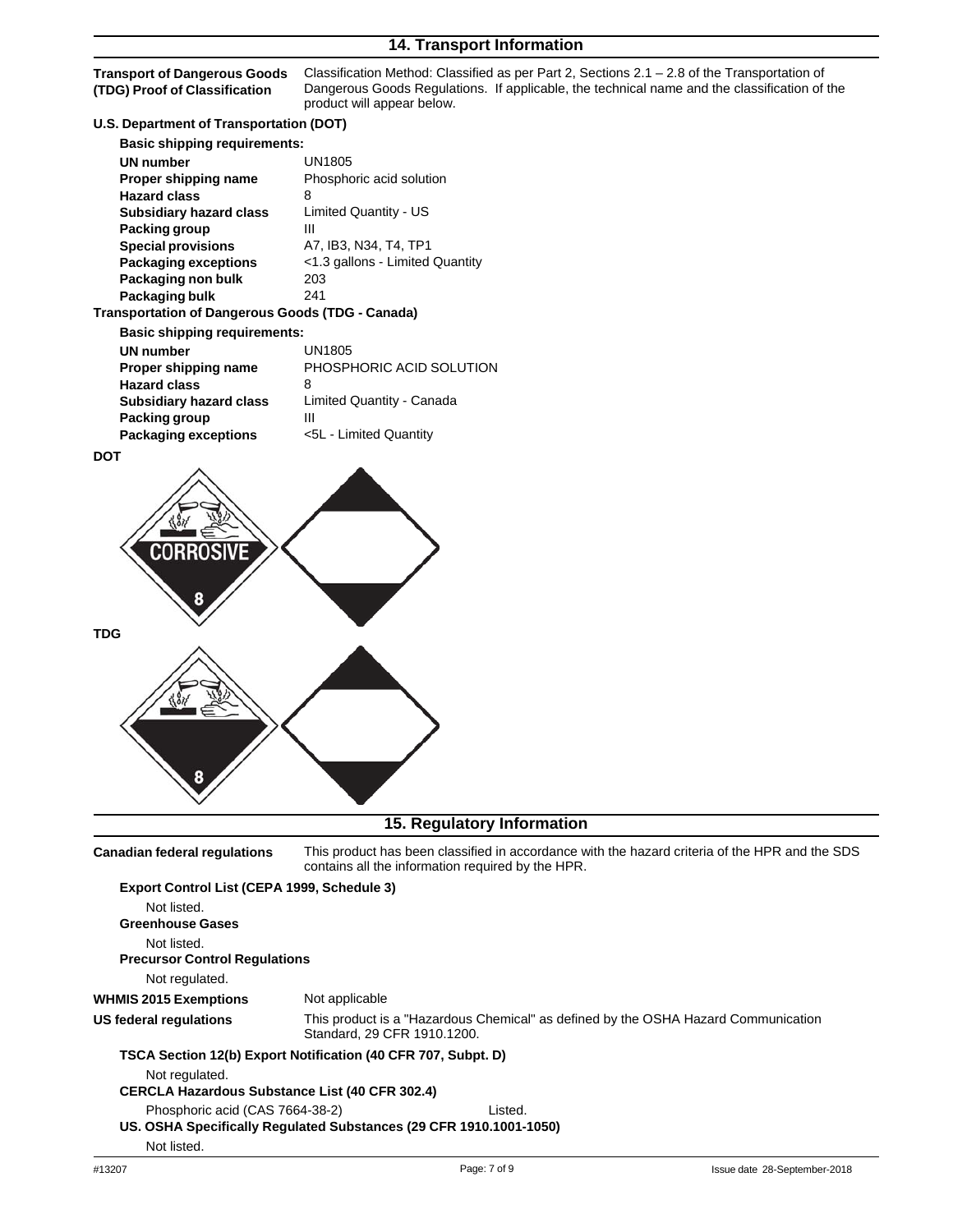## 14. Transport Information

**Transport of Dangerous Goods (TDG) Proof of Classification** Classification Method: Classified as per Part 2, Sections 2.1 – 2.8 of the Transportation of Dangerous Goods Regulations. If applicable, the technical name and the classification of the product will appear below.

**U.S. Department of Transportation (DOT)**

**Basic shipping requirements:**

| | |
|---|---|
| **UN number** | UN1805 |
| **Proper shipping name** | Phosphoric acid solution |
| **Hazard class** | 8 |
| **Subsidiary hazard class** | Limited Quantity - US |
| **Packing group** | III |
| **Special provisions** | A7, IB3, N34, T4, TP1 |
| **Packaging exceptions** | <1.3 gallons - Limited Quantity |
| **Packaging non bulk** | 203 |
| **Packaging bulk** | 241 |

**Transportation of Dangerous Goods (TDG - Canada)**

**Basic shipping requirements:**

| | |
|---|---|
| **UN number** | UN1805 |
| **Proper shipping name** | PHOSPHORIC ACID SOLUTION |
| **Hazard class** | 8 |
| **Subsidiary hazard class** | Limited Quantity - Canada |
| **Packing group** | III |
| **Packaging exceptions** | <5L - Limited Quantity |

**DOT**

CORROSIVE

8

**TDG**

8

## 15. Regulatory Information

**Canadian federal regulations** This product has been classified in accordance with the hazard criteria of the HPR and the SDS contains all the information required by the HPR.

**Export Control List (CEPA 1999, Schedule 3)**

Not listed.

**Greenhouse Gases**

Not listed.

**Precursor Control Regulations**

Not regulated.

**WHMIS 2015 Exemptions** Not applicable

**US federal regulations** This product is a "Hazardous Chemical" as defined by the OSHA Hazard Communication Standard, 29 CFR 1910.1200.

**TSCA Section 12(b) Export Notification (40 CFR 707, Subpt. D)**

Not regulated.

**CERCLA Hazardous Substance List (40 CFR 302.4)**

Phosphoric acid (CAS 7664-38-2) Listed.

**US. OSHA Specifically Regulated Substances (29 CFR 1910.1001-1050)**

Not listed.

#13207 Issue date 28-September-2018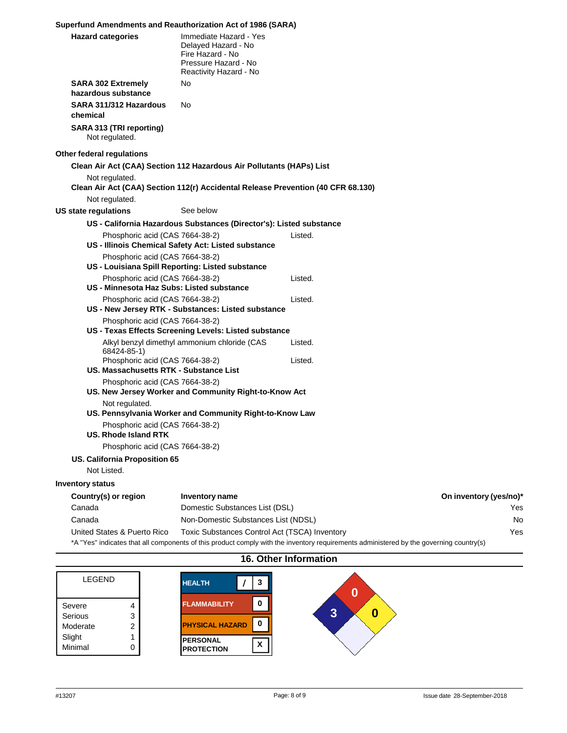**Superfund Amendments and Reauthorization Act of 1986 (SARA)**

**Hazard categories**
Immediate Hazard - Yes
Delayed Hazard - No
Fire Hazard - No
Pressure Hazard - No
Reactivity Hazard - No

**SARA 302 Extremely hazardous substance** No

**SARA 311/312 Hazardous chemical** No

**SARA 313 (TRI reporting)**
Not regulated.

**Other federal regulations**

**Clean Air Act (CAA) Section 112 Hazardous Air Pollutants (HAPs) List**
Not regulated.

**Clean Air Act (CAA) Section 112(r) Accidental Release Prevention (40 CFR 68.130)**
Not regulated.

**US state regulations** See below

**US - California Hazardous Substances (Director's): Listed substance**
Phosphoric acid (CAS 7664-38-2) Listed.

**US - Illinois Chemical Safety Act: Listed substance**
Phosphoric acid (CAS 7664-38-2)

**US - Louisiana Spill Reporting: Listed substance**
Phosphoric acid (CAS 7664-38-2) Listed.

**US - Minnesota Haz Subs: Listed substance**
Phosphoric acid (CAS 7664-38-2) Listed.

**US - New Jersey RTK - Substances: Listed substance**
Phosphoric acid (CAS 7664-38-2)

**US - Texas Effects Screening Levels: Listed substance**
Alkyl benzyl dimethyl ammonium chloride (CAS 68424-85-1) Listed.
Phosphoric acid (CAS 7664-38-2) Listed.

**US. Massachusetts RTK - Substance List**
Phosphoric acid (CAS 7664-38-2)

**US. New Jersey Worker and Community Right-to-Know Act**
Not regulated.

**US. Pennsylvania Worker and Community Right-to-Know Law**
Phosphoric acid (CAS 7664-38-2)

**US. Rhode Island RTK**
Phosphoric acid (CAS 7664-38-2)

**US. California Proposition 65**
Not Listed.

**Inventory status**

| Country(s) or region | Inventory name | On inventory (yes/no)* |
|---|---|---|
| Canada | Domestic Substances List (DSL) | Yes |
| Canada | Non-Domestic Substances List (NDSL) | No |
| United States & Puerto Rico | Toxic Substances Control Act (TSCA) Inventory | Yes |

*A "Yes" indicates that all components of this product comply with the inventory requirements administered by the governing country(s)

## 16. Other Information

| LEGEND | |
|---|---|
| Severe | 4 |
| Serious | 3 |
| Moderate | 2 |
| Slight | 1 |
| Minimal | 0 |

| | |
|---|---|
| HEALTH | / 3 |
| FLAMMABILITY | 0 |
| PHYSICAL HAZARD | 0 |
| PERSONAL PROTECTION | X |

NFPA: Health 3, Flammability 0, Instability 0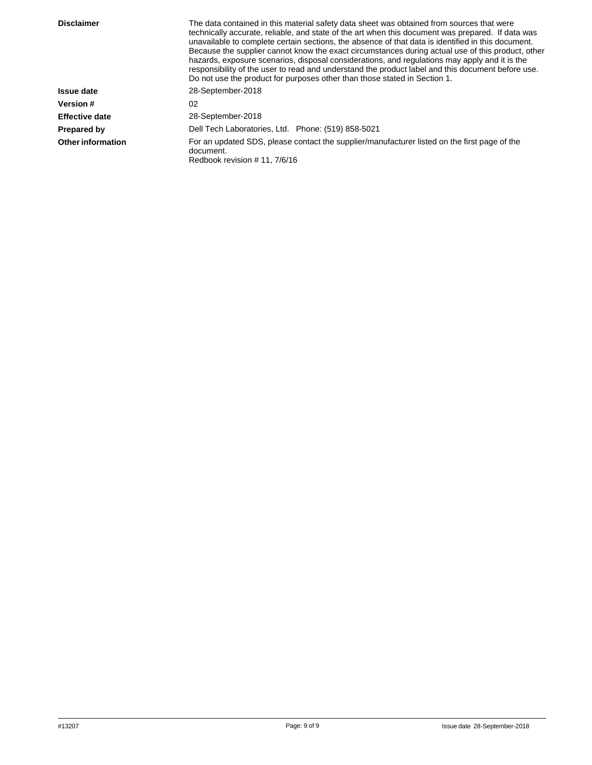| | |
|---|---|
| **Disclaimer** | The data contained in this material safety data sheet was obtained from sources that were technically accurate, reliable, and state of the art when this document was prepared. If data was unavailable to complete certain sections, the absence of that data is identified in this document. Because the supplier cannot know the exact circumstances during actual use of this product, other hazards, exposure scenarios, disposal considerations, and regulations may apply and it is the responsibility of the user to read and understand the product label and this document before use. Do not use the product for purposes other than those stated in Section 1. |
| **Issue date** | 28-September-2018 |
| **Version #** | 02 |
| **Effective date** | 28-September-2018 |
| **Prepared by** | Dell Tech Laboratories, Ltd. Phone: (519) 858-5021 |
| **Other information** | For an updated SDS, please contact the supplier/manufacturer listed on the first page of the document. Redbook revision # 11, 7/6/16 |